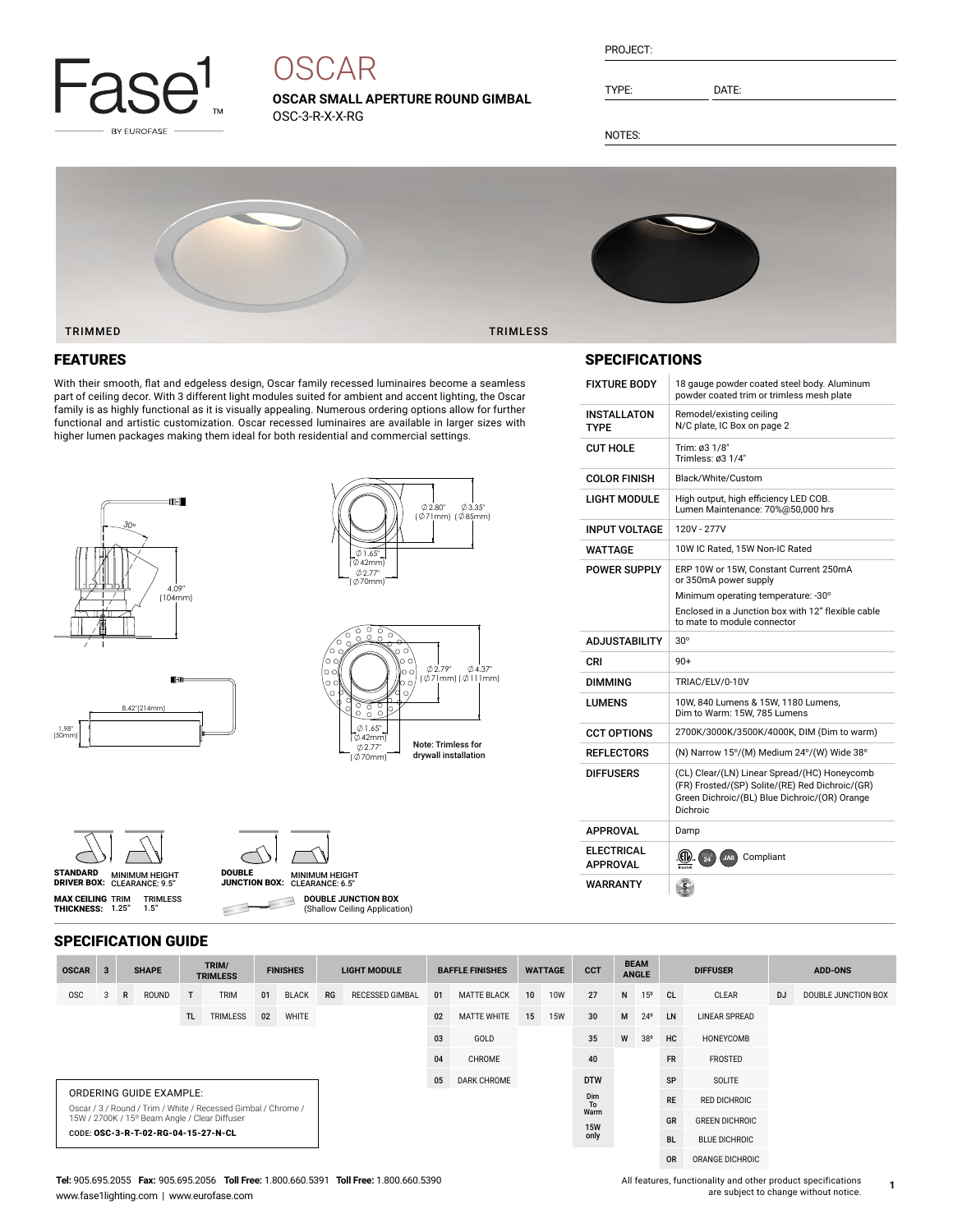Fase1 BY EUROFASE

# OSCAR

**OSCAR SMALL APERTURE ROUND GIMBAL**
OSC-3-R-X-X-RG

PROJECT:

TYPE: DATE:

NOTES:

TRIMMED TRIMLESS

## FEATURES

With their smooth, flat and edgeless design, Oscar family recessed luminaires become a seamless part of ceiling decor. With 3 different light modules suited for ambient and accent lighting, the Oscar family is as highly functional as it is visually appealing. Numerous ordering options allow for further functional and artistic customization. Oscar recessed luminaires are available in larger sizes with higher lumen packages making them ideal for both residential and commercial settings.

30° 4.09" (104mm)

8.42"(214mm) 1.98" (50mm)

∅2.80" (∅71mm) ∅3.35" (∅85mm) ∅1.65" (∅42mm) ∅2.77" (∅70mm)

∅2.79" (∅71mm) ∅4.37" (∅111mm) ∅1.65" (∅42mm) ∅2.77" (∅70mm)

Note: Trimless for drywall installation

**STANDARD DRIVER BOX:** MINIMUM HEIGHT CLEARANCE: 9.5"

**MAX CEILING THICKNESS:** TRIM 1.25" TRIMLESS 1.5"

**DOUBLE JUNCTION BOX:** MINIMUM HEIGHT CLEARANCE: 6.5"

**DOUBLE JUNCTION BOX** (Shallow Ceiling Application)

## SPECIFICATIONS

| | |
|---|---|
| FIXTURE BODY | 18 gauge powder coated steel body. Aluminum powder coated trim or trimless mesh plate |
| INSTALLATON TYPE | Remodel/existing ceiling N/C plate, IC Box on page 2 |
| CUT HOLE | Trim: ø3 1/8" Trimless: ø3 1/4" |
| COLOR FINISH | Black/White/Custom |
| LIGHT MODULE | High output, high efficiency LED COB. Lumen Maintenance: 70%@50,000 hrs |
| INPUT VOLTAGE | 120V - 277V |
| WATTAGE | 10W IC Rated, 15W Non-IC Rated |
| POWER SUPPLY | ERP 10W or 15W, Constant Current 250mA or 350mA power supply<br>Minimum operating temperature: -30°<br>Enclosed in a Junction box with 12" flexible cable to mate to module connector |
| ADJUSTABILITY | 30° |
| CRI | 90+ |
| DIMMING | TRIAC/ELV/0-10V |
| LUMENS | 10W, 840 Lumens & 15W, 1180 Lumens, Dim to Warm: 15W, 785 Lumens |
| CCT OPTIONS | 2700K/3000K/3500K/4000K, DIM (Dim to warm) |
| REFLECTORS | (N) Narrow 15°/(M) Medium 24°/(W) Wide 38° |
| DIFFUSERS | (CL) Clear/(LN) Linear Spread/(HC) Honeycomb (FR) Frosted/(SP) Solite/(RE) Red Dichroic/(GR) Green Dichroic/(BL) Blue Dichroic/(OR) Orange Dichroic |
| APPROVAL | Damp |
| ELECTRICAL APPROVAL | Compliant |
| WARRANTY | |

## SPECIFICATION GUIDE

| OSCAR | | 3 | SHAPE | | TRIM/ TRIMLESS | | FINISHES | | LIGHT MODULE | | BAFFLE FINISHES | | WATTAGE | | CCT | BEAM ANGLE | | DIFFUSER | | ADD-ONS | |
|---|---|---|---|---|---|---|---|---|---|---|---|---|---|---|---|---|---|---|---|---|---|
| OSC | | 3 | R | ROUND | T | TRIM | 01 | BLACK | RG | RECESSED GIMBAL | 01 | MATTE BLACK | 10 | 10W | 27 | N | 15º | CL | CLEAR | DJ | DOUBLE JUNCTION BOX |
| | | | | | TL | TRIMLESS | 02 | WHITE | | | 02 | MATTE WHITE | 15 | 15W | 30 | M | 24º | LN | LINEAR SPREAD | | |
| | | | | | | | | | | | 03 | GOLD | | | 35 | W | 38º | HC | HONEYCOMB | | |
| | | | | | | | | | | | 04 | CHROME | | | 40 | | | FR | FROSTED | | |
| | | | | | | | | | | | 05 | DARK CHROME | | | DTW | | | SP | SOLITE | | |
| | | | | | | | | | | | | | | | Dim To Warm 15W only | | | RE | RED DICHROIC | | |
| | | | | | | | | | | | | | | | | | | GR | GREEN DICHROIC | | |
| | | | | | | | | | | | | | | | | | | BL | BLUE DICHROIC | | |
| | | | | | | | | | | | | | | | | | | OR | ORANGE DICHROIC | | |

ORDERING GUIDE EXAMPLE:
Oscar / 3 / Round / Trim / White / Recessed Gimbal / Chrome / 15W / 2700K / 15º Beam Angle / Clear Diffuser
CODE: **OSC-3-R-T-02-RG-04-15-27-N-CL**

**Tel:** 905.695.2055 **Fax:** 905.695.2056 **Toll Free:** 1.800.660.5391 **Toll Free:** 1.800.660.5390
www.fase1lighting.com | www.eurofase.com

All features, functionality and other product specifications are subject to change without notice.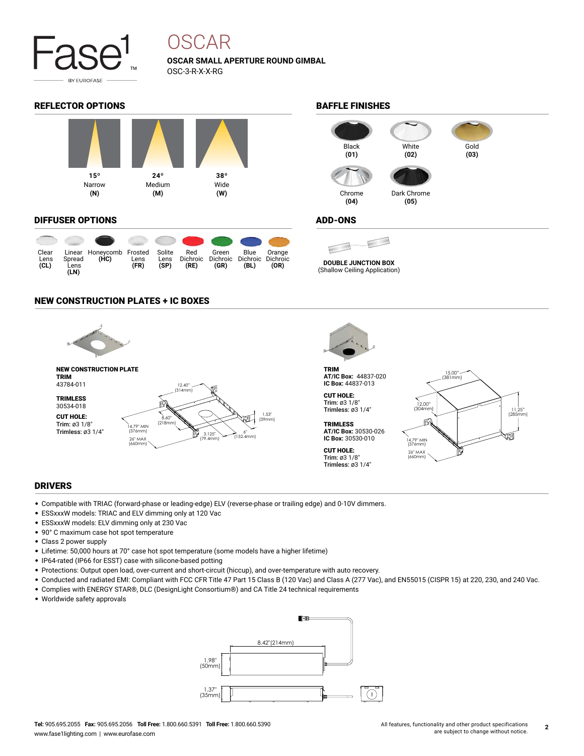# OSCAR

**OSCAR SMALL APERTURE ROUND GIMBAL**
OSC-3-R-X-X-RG

## REFLECTOR OPTIONS

| 15° | 24° | 38° |
|---|---|---|
| Narrow | Medium | Wide |
| **(N)** | **(M)** | **(W)** |

## BAFFLE FINISHES

- Black **(01)**
- White **(02)**
- Gold **(03)**
- Chrome **(04)**
- Dark Chrome **(05)**

## DIFFUSER OPTIONS

| Clear Lens **(CL)** | Linear Spread Lens **(LN)** | Honeycomb **(HC)** | Frosted Lens **(FR)** | Solite Lens **(SP)** | Red Dichroic **(RE)** | Green Dichroic **(GR)** | Blue Dichroic **(BL)** | Orange Dichroic **(OR)** |
|---|---|---|---|---|---|---|---|---|

## ADD-ONS

**DOUBLE JUNCTION BOX**
(Shallow Ceiling Application)

## NEW CONSTRUCTION PLATES + IC BOXES

**NEW CONSTRUCTION PLATE**
**TRIM**
43784-011

**TRIMLESS**
30534-018

**CUT HOLE:**
Trim: ø3 1/8"
Trimless: ø3 1/4"

12.40" (314mm), 8.60" (218mm), 1.53" (39mm), 14.79" MIN (376mm), 26" MAX (660mm), 3.125" (79.4mm), 6" (152.4mm)

**TRIM**
**AT/IC Box:** 44837-020
**IC Box:** 44837-013

**CUT HOLE:**
Trim: ø3 1/8"
Trimless: ø3 1/4"

**TRIMLESS**
**AT/IC Box:** 30530-026
**IC Box:** 30530-010

**CUT HOLE:**
Trim: ø3 1/8"
Trimless: ø3 1/4"

15.00" (381mm), 12.00" (304mm), 11.25" (285mm), 14.79" MIN (376mm), 26" MAX (660mm)

## DRIVERS

- Compatible with TRIAC (forward-phase or leading-edge) ELV (reverse-phase or trailing edge) and 0-10V dimmers.
- ESSxxxW models: TRIAC and ELV dimming only at 120 Vac
- ESSxxxW models: ELV dimming only at 230 Vac
- 90° C maximum case hot spot temperature
- Class 2 power supply
- Lifetime: 50,000 hours at 70° case hot spot temperature (some models have a higher lifetime)
- IP64-rated (IP66 for ESST) case with silicone-based potting
- Protections: Output open load, over-current and short-circuit (hiccup), and over-temperature with auto recovery.
- Conducted and radiated EMI: Compliant with FCC CFR Title 47 Part 15 Class B (120 Vac) and Class A (277 Vac), and EN55015 (CISPR 15) at 220, 230, and 240 Vac.
- Complies with ENERGY STAR®, DLC (DesignLight Consortium®) and CA Title 24 technical requirements
- Worldwide safety approvals

8.42" (214mm), 1.98" (50mm), 1.37" (35mm)

**Tel:** 905.695.2055 **Fax:** 905.695.2056 **Toll Free:** 1.800.660.5391 **Toll Free:** 1.800.660.5390
www.fase1lighting.com | www.eurofase.com

All features, functionality and other product specifications are subject to change without notice.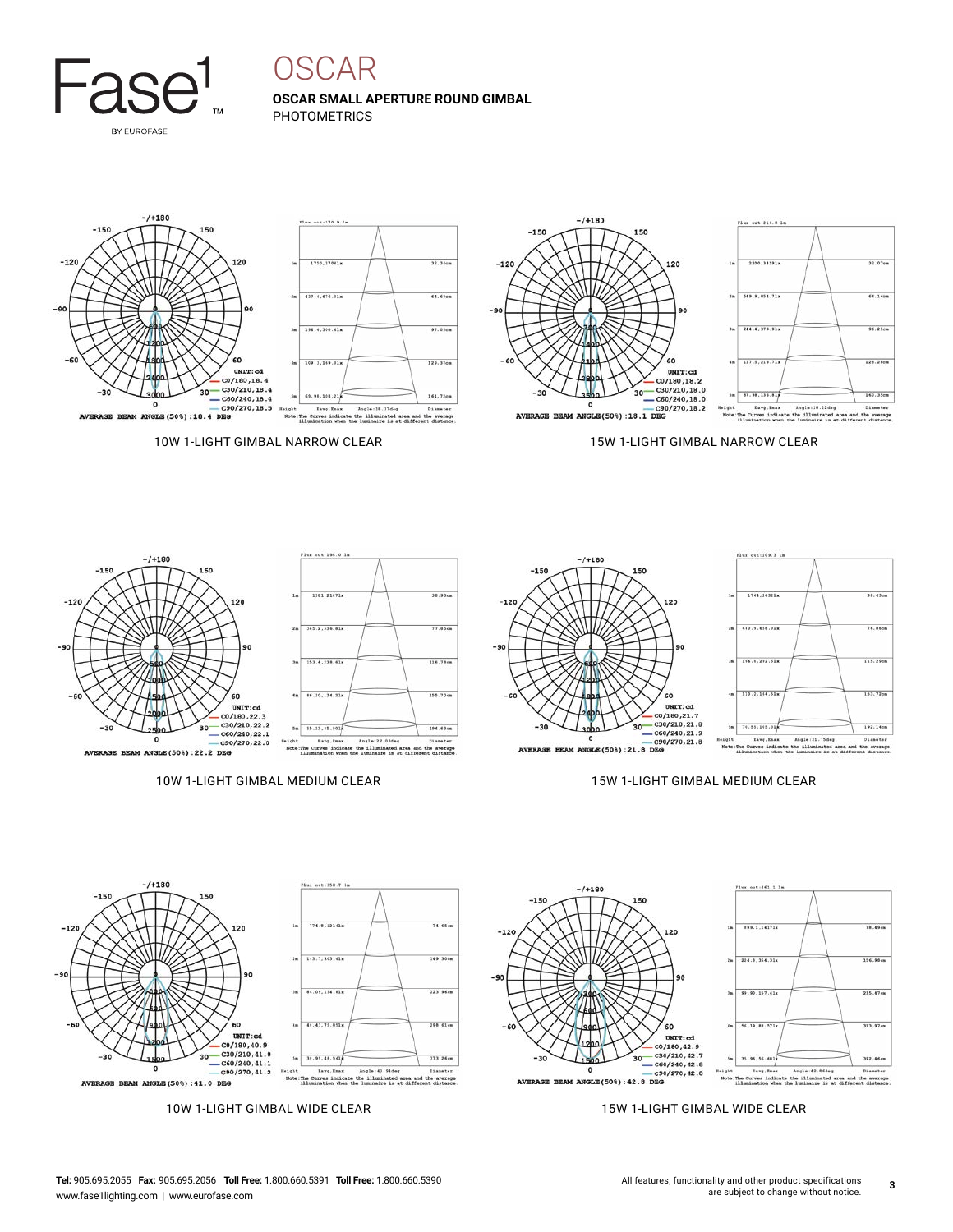# OSCAR

**OSCAR SMALL APERTURE ROUND GIMBAL**

PHOTOMETRICS

UNIT:cd
C0/180,18.4
C30/210,18.4
C60/240,18.4
C90/270,18.5
AVERAGE BEAM ANGLE(50%):18.4 DEG

Flux out:170.9 lm
Note:The Curves indicate the illuminated area and the average illumination when the luminaire is at different distance.

10W 1-LIGHT GIMBAL NARROW CLEAR

UNIT:cd
C0/180,18.2
C30/210,18.0
C60/240,18.0
C90/270,18.2
AVERAGE BEAM ANGLE(50%):18.1 DEG

Flux out:214.8 lm
Note:The Curves indicate the illuminated area and the average illumination when the luminaire is at different distance.

15W 1-LIGHT GIMBAL NARROW CLEAR

UNIT:cd
C0/180,22.3
C30/210,22.2
C60/240,22.1
C90/270,22.0
AVERAGE BEAM ANGLE(50%):22.2 DEG

Flux out:196.0 lm
Note:The Curves indicate the illuminated area and the average illumination when the luminaire is at different distance.

10W 1-LIGHT GIMBAL MEDIUM CLEAR

UNIT:cd
C0/180,21.7
C30/210,21.8
C60/240,21.9
C90/270,21.8
AVERAGE BEAM ANGLE(50%):21.8 DEG

Flux out:209.3 lm
Note:The Curves indicate the illuminated area and the average illumination when the luminaire is at different distance.

15W 1-LIGHT GIMBAL MEDIUM CLEAR

UNIT:cd
C0/180,40.9
C30/210,41.0
C60/240,41.1
C90/270,41.2
AVERAGE BEAM ANGLE(50%):41.0 DEG

Flux out:158.7 lm
Note:The Curves indicate the illuminated area and the average illumination when the luminaire is at different distance.

10W 1-LIGHT GIMBAL WIDE CLEAR

UNIT:cd
C0/180,42.9
C30/210,42.7
C60/240,42.8
C90/270,42.8
AVERAGE BEAM ANGLE(50%):42.8 DEG

Flux out:441.1 lm
Note:The Curves indicate the illuminated area and the average illumination when the luminaire is at different distance.

15W 1-LIGHT GIMBAL WIDE CLEAR

**Tel:** 905.695.2055 **Fax:** 905.695.2056 **Toll Free:** 1.800.660.5391 **Toll Free:** 1.800.660.5390
www.fase1lighting.com | www.eurofase.com

All features, functionality and other product specifications are subject to change without notice.